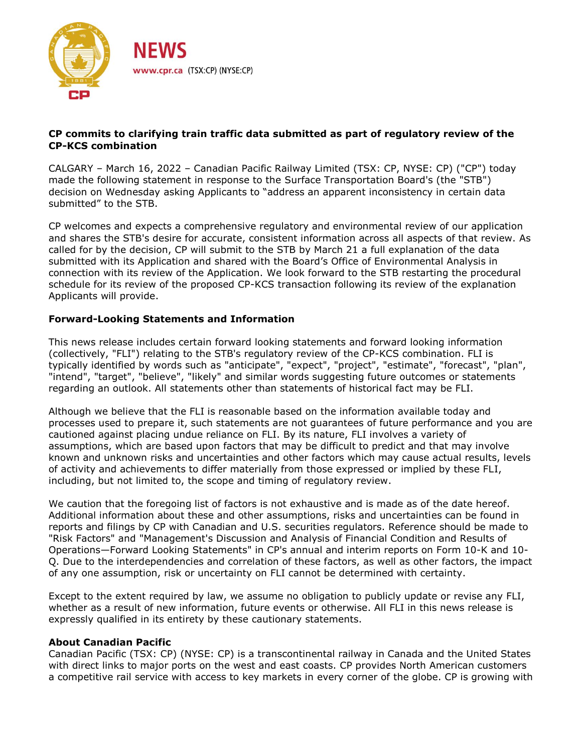**NEWS**

www.cpr.ca (TSX:CP) (NYSE:CP)

## CP commits to clarifying train traffic data submitted as part of regulatory review of the CP-KCS combination

CALGARY – March 16, 2022 – Canadian Pacific Railway Limited (TSX: CP, NYSE: CP) ("CP") today made the following statement in response to the Surface Transportation Board's (the "STB") decision on Wednesday asking Applicants to "address an apparent inconsistency in certain data submitted" to the STB.

CP welcomes and expects a comprehensive regulatory and environmental review of our application and shares the STB's desire for accurate, consistent information across all aspects of that review. As called for by the decision, CP will submit to the STB by March 21 a full explanation of the data submitted with its Application and shared with the Board's Office of Environmental Analysis in connection with its review of the Application. We look forward to the STB restarting the procedural schedule for its review of the proposed CP-KCS transaction following its review of the explanation Applicants will provide.

### Forward-Looking Statements and Information

This news release includes certain forward looking statements and forward looking information (collectively, "FLI") relating to the STB's regulatory review of the CP-KCS combination. FLI is typically identified by words such as "anticipate", "expect", "project", "estimate", "forecast", "plan", "intend", "target", "believe", "likely" and similar words suggesting future outcomes or statements regarding an outlook. All statements other than statements of historical fact may be FLI.

Although we believe that the FLI is reasonable based on the information available today and processes used to prepare it, such statements are not guarantees of future performance and you are cautioned against placing undue reliance on FLI. By its nature, FLI involves a variety of assumptions, which are based upon factors that may be difficult to predict and that may involve known and unknown risks and uncertainties and other factors which may cause actual results, levels of activity and achievements to differ materially from those expressed or implied by these FLI, including, but not limited to, the scope and timing of regulatory review.

We caution that the foregoing list of factors is not exhaustive and is made as of the date hereof. Additional information about these and other assumptions, risks and uncertainties can be found in reports and filings by CP with Canadian and U.S. securities regulators. Reference should be made to "Risk Factors" and "Management's Discussion and Analysis of Financial Condition and Results of Operations—Forward Looking Statements" in CP's annual and interim reports on Form 10-K and 10-Q. Due to the interdependencies and correlation of these factors, as well as other factors, the impact of any one assumption, risk or uncertainty on FLI cannot be determined with certainty.

Except to the extent required by law, we assume no obligation to publicly update or revise any FLI, whether as a result of new information, future events or otherwise. All FLI in this news release is expressly qualified in its entirety by these cautionary statements.

### About Canadian Pacific

Canadian Pacific (TSX: CP) (NYSE: CP) is a transcontinental railway in Canada and the United States with direct links to major ports on the west and east coasts. CP provides North American customers a competitive rail service with access to key markets in every corner of the globe. CP is growing with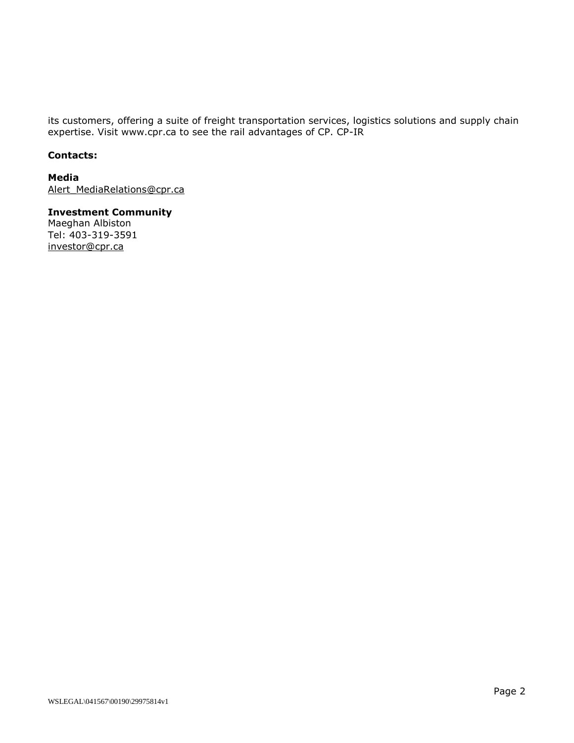its customers, offering a suite of freight transportation services, logistics solutions and supply chain expertise. Visit www.cpr.ca to see the rail advantages of CP. CP-IR

**Contacts:**

**Media**
Alert_MediaRelations@cpr.ca

**Investment Community**
Maeghan Albiston
Tel: 403-319-3591
investor@cpr.ca

WSLEGAL\041567\00190\29975814v1